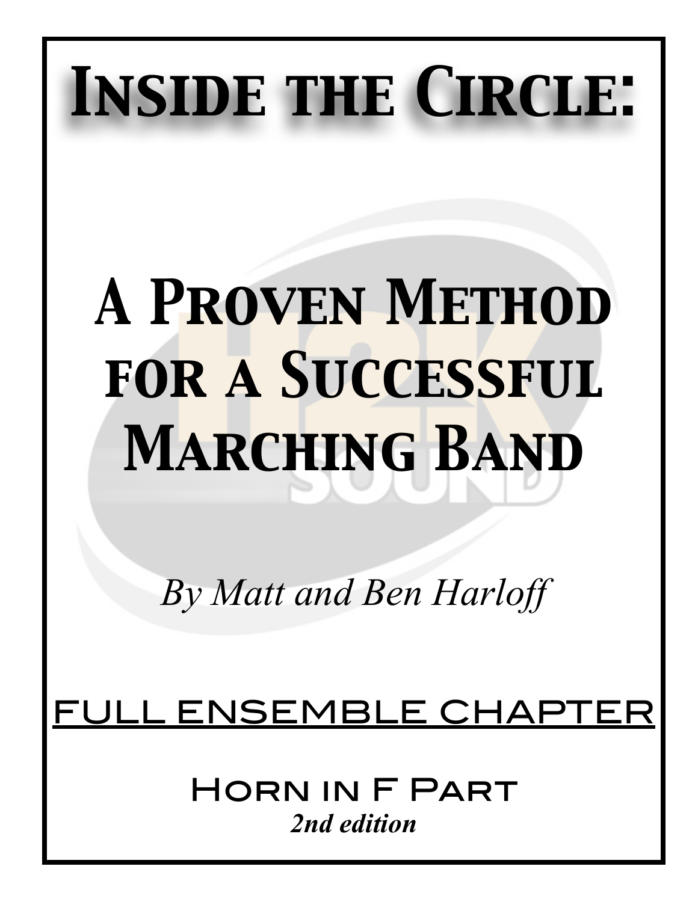# Inside the Circle:

# A Proven Method for a Successful Marching Band

*By Matt and Ben Harloff*

FULL ENSEMBLE CHAPTER

Horn in F Part

***2nd edition***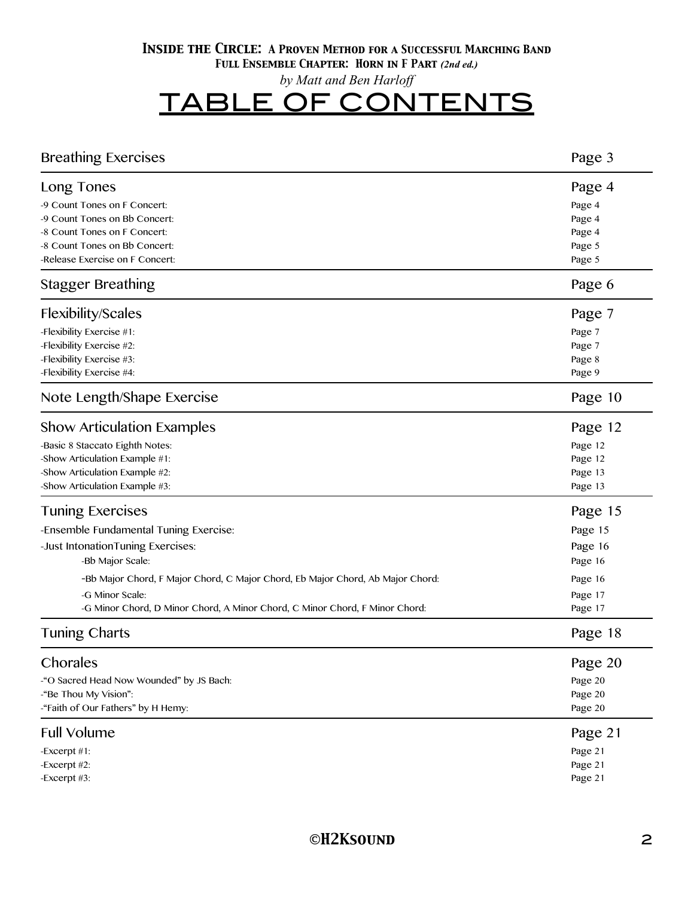***Inside the Circle: A Proven Method for a Successful Marching Band***
***Full Ensemble Chapter: Horn in F Part (2nd ed.)***
*by Matt and Ben Harloff*

# TABLE OF CONTENTS

| | |
|---|---|
| **Breathing Exercises** | **Page 3** |
| **Long Tones** | **Page 4** |
| -9 Count Tones on F Concert: | Page 4 |
| -9 Count Tones on Bb Concert: | Page 4 |
| -8 Count Tones on F Concert: | Page 4 |
| -8 Count Tones on Bb Concert: | Page 5 |
| -Release Exercise on F Concert: | Page 5 |
| **Stagger Breathing** | **Page 6** |
| **Flexibility/Scales** | **Page 7** |
| -Flexibility Exercise #1: | Page 7 |
| -Flexibility Exercise #2: | Page 7 |
| -Flexibility Exercise #3: | Page 8 |
| -Flexibility Exercise #4: | Page 9 |
| **Note Length/Shape Exercise** | **Page 10** |
| **Show Articulation Examples** | **Page 12** |
| -Basic 8 Staccato Eighth Notes: | Page 12 |
| -Show Articulation Example #1: | Page 12 |
| -Show Articulation Example #2: | Page 13 |
| -Show Articulation Example #3: | Page 13 |
| **Tuning Exercises** | **Page 15** |
| -Ensemble Fundamental Tuning Exercise: | Page 15 |
| -Just IntonationTuning Exercises: | Page 16 |
| &nbsp;&nbsp;&nbsp;&nbsp;-Bb Major Scale: | Page 16 |
| &nbsp;&nbsp;&nbsp;&nbsp;-Bb Major Chord, F Major Chord, C Major Chord, Eb Major Chord, Ab Major Chord: | Page 16 |
| &nbsp;&nbsp;&nbsp;&nbsp;-G Minor Scale: | Page 17 |
| &nbsp;&nbsp;&nbsp;&nbsp;-G Minor Chord, D Minor Chord, A Minor Chord, C Minor Chord, F Minor Chord: | Page 17 |
| **Tuning Charts** | **Page 18** |
| **Chorales** | **Page 20** |
| -"O Sacred Head Now Wounded" by JS Bach: | Page 20 |
| -"Be Thou My Vision": | Page 20 |
| -"Faith of Our Fathers" by H Hemy: | Page 20 |
| **Full Volume** | **Page 21** |
| -Excerpt #1: | Page 21 |
| -Excerpt #2: | Page 21 |
| -Excerpt #3: | Page 21 |

**©H2Ksound**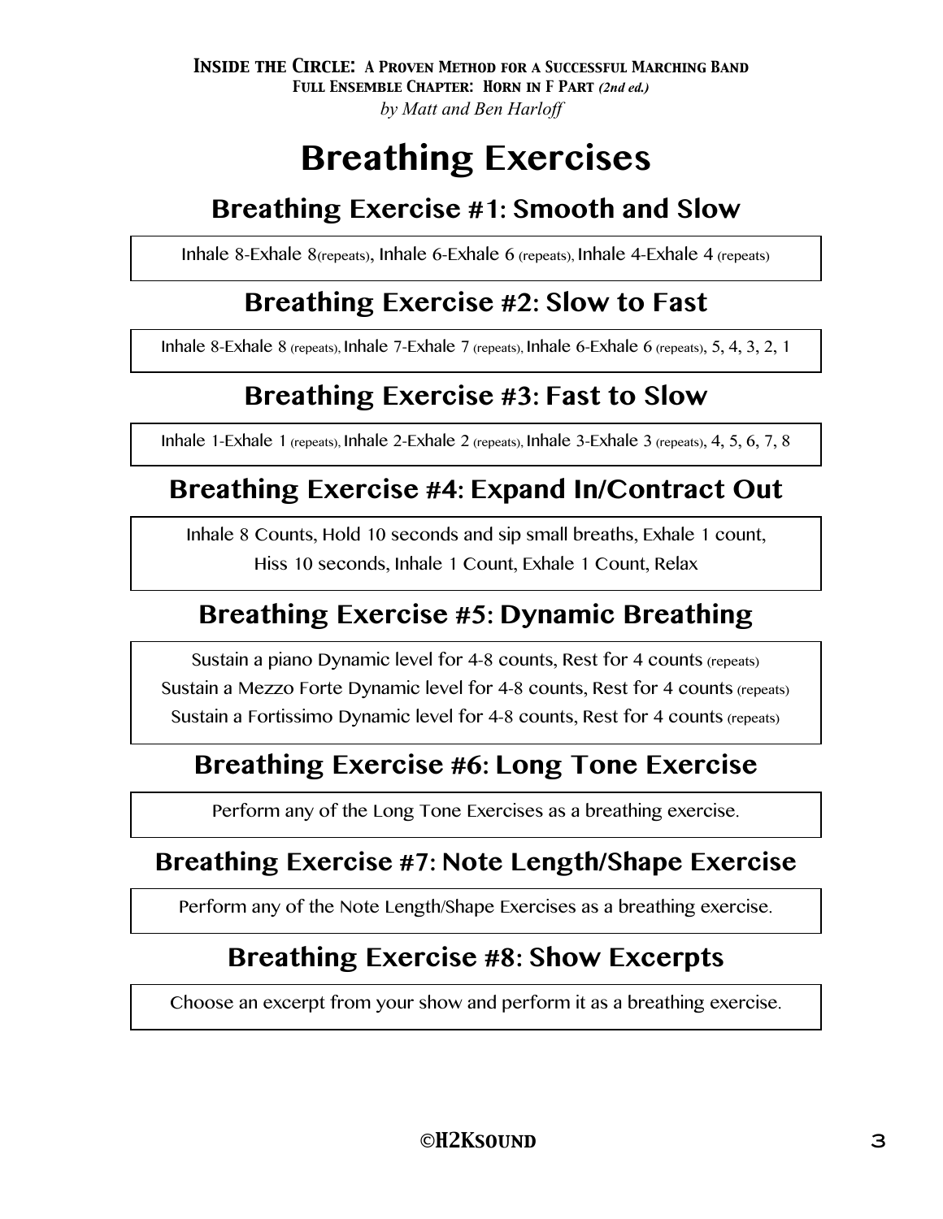# Breathing Exercises

## Breathing Exercise #1: Smooth and Slow

Inhale 8-Exhale 8(repeats), Inhale 6-Exhale 6 (repeats), Inhale 4-Exhale 4 (repeats)

## Breathing Exercise #2: Slow to Fast

Inhale 8-Exhale 8 (repeats), Inhale 7-Exhale 7 (repeats), Inhale 6-Exhale 6 (repeats), 5, 4, 3, 2, 1

## Breathing Exercise #3: Fast to Slow

Inhale 1-Exhale 1 (repeats), Inhale 2-Exhale 2 (repeats), Inhale 3-Exhale 3 (repeats), 4, 5, 6, 7, 8

## Breathing Exercise #4: Expand In/Contract Out

Inhale 8 Counts, Hold 10 seconds and sip small breaths, Exhale 1 count,
Hiss 10 seconds, Inhale 1 Count, Exhale 1 Count, Relax

## Breathing Exercise #5: Dynamic Breathing

Sustain a piano Dynamic level for 4-8 counts, Rest for 4 counts (repeats)
Sustain a Mezzo Forte Dynamic level for 4-8 counts, Rest for 4 counts (repeats)
Sustain a Fortissimo Dynamic level for 4-8 counts, Rest for 4 counts (repeats)

## Breathing Exercise #6: Long Tone Exercise

Perform any of the Long Tone Exercises as a breathing exercise.

## Breathing Exercise #7: Note Length/Shape Exercise

Perform any of the Note Length/Shape Exercises as a breathing exercise.

## Breathing Exercise #8: Show Excerpts

Choose an excerpt from your show and perform it as a breathing exercise.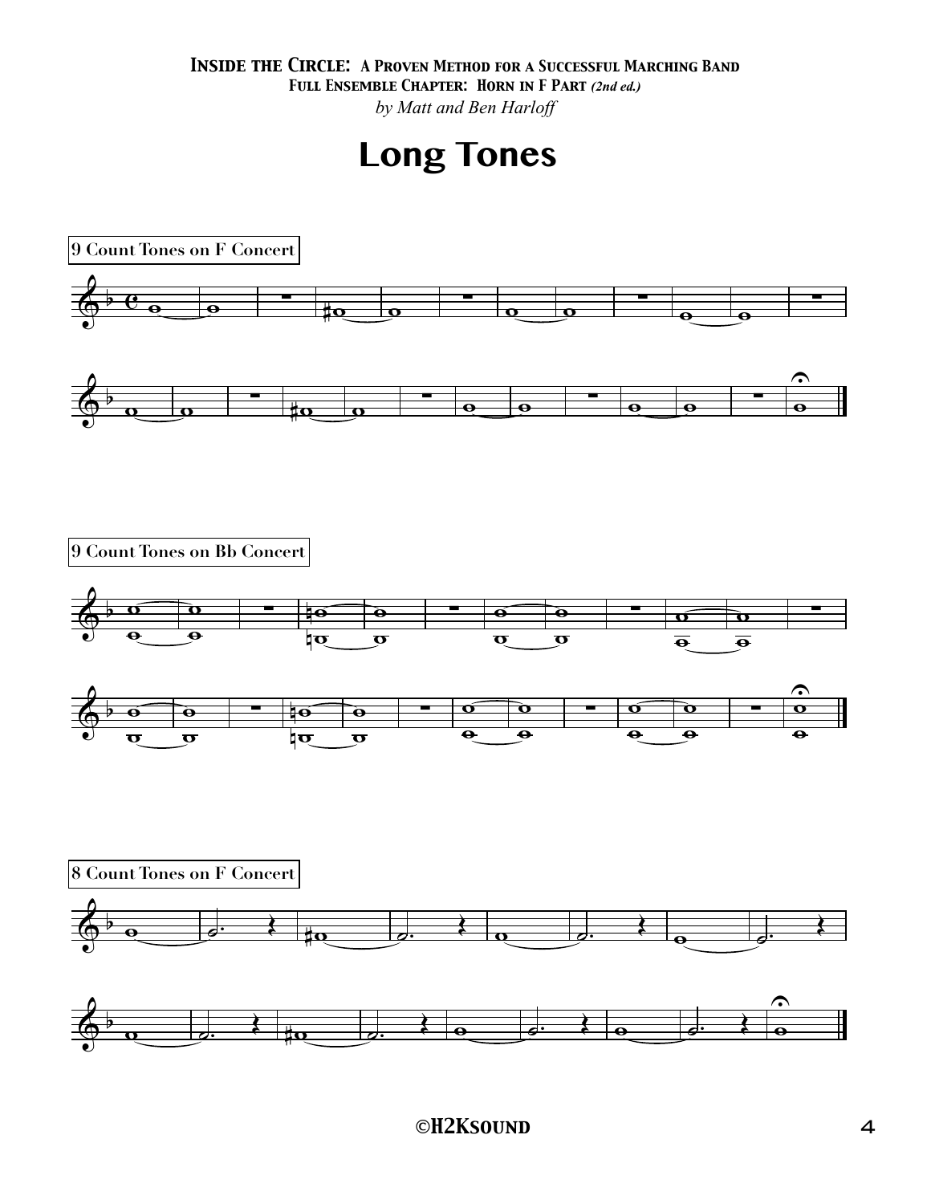# Long Tones

9 Count Tones on F Concert

9 Count Tones on Bb Concert

8 Count Tones on F Concert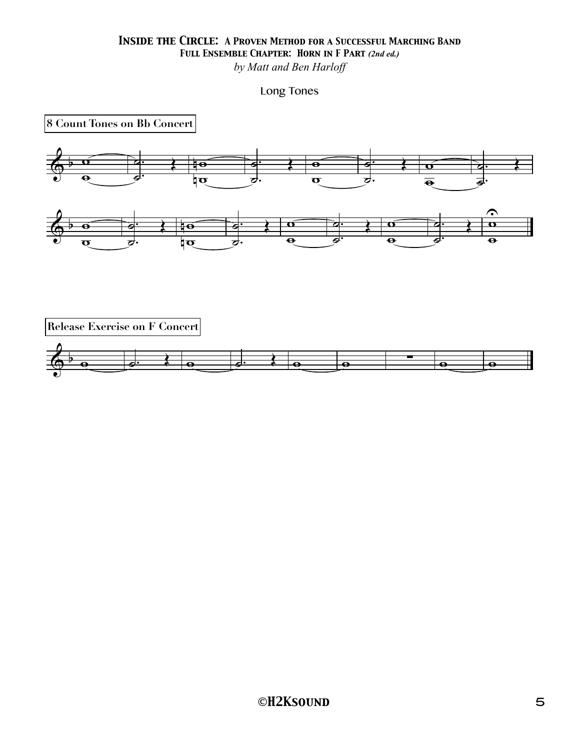***Inside the Circle: A Proven Method for a Successful Marching Band***
***Full Ensemble Chapter: Horn in F Part (2nd ed.)***
*by Matt and Ben Harloff*

# Long Tones

**8 Count Tones on Bb Concert**

**Release Exercise on F Concert**

**©H2Ksound**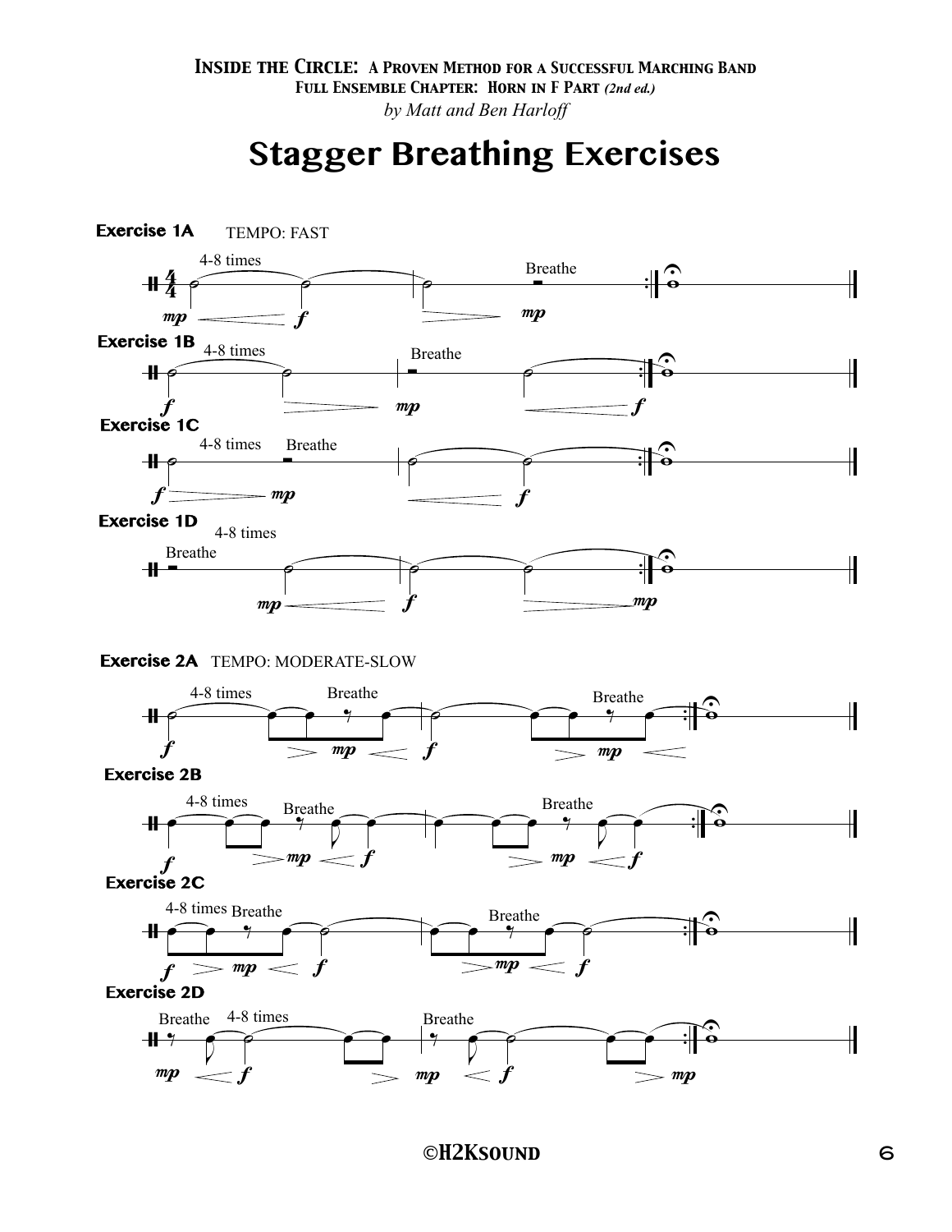**Inside the Circle: A Proven Method for a Successful Marching Band**
**Full Ensemble Chapter: Horn in F Part** *(2nd ed.)*
*by Matt and Ben Harloff*

# Stagger Breathing Exercises

**Exercise 1A** TEMPO: FAST

4-8 times — Breathe — *mp* — *f* — *mp*

**Exercise 1B**

4-8 times — Breathe — *f* — *mp* — *f*

**Exercise 1C**

4-8 times — Breathe — *f* — *mp* — *f*

**Exercise 1D**

Breathe — 4-8 times — *mp* — *f* — *mp*

**Exercise 2A** TEMPO: MODERATE-SLOW

4-8 times — Breathe — Breathe — *f* — *mp* — *f* — *mp*

**Exercise 2B**

4-8 times — Breathe — Breathe — *f* — *mp* — *f* — *mp* — *f*

**Exercise 2C**

4-8 times — Breathe — Breathe — *f* — *mp* — *f* — *mp* — *f*

**Exercise 2D**

Breathe — 4-8 times — Breathe — *mp* — *f* — *mp* — *f* — *mp*

©H2Ksound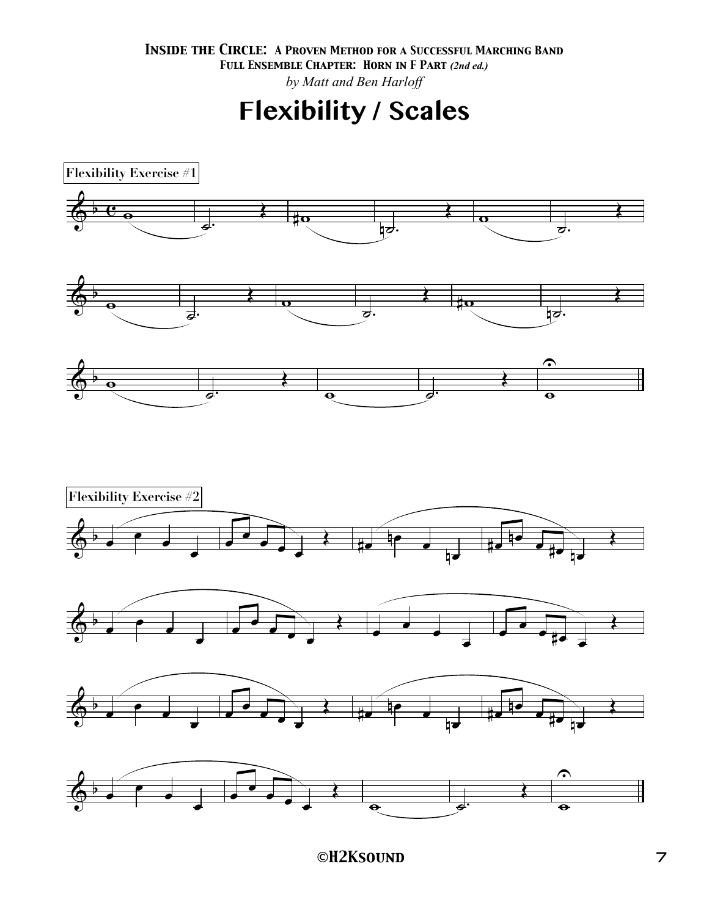**INSIDE THE CIRCLE: A PROVEN METHOD FOR A SUCCESSFUL MARCHING BAND**
**FULL ENSEMBLE CHAPTER: HORN IN F PART** ***(2nd ed.)***
*by Matt and Ben Harloff*

# Flexibility / Scales

Flexibility Exercise #1

Flexibility Exercise #2

©H2Ksound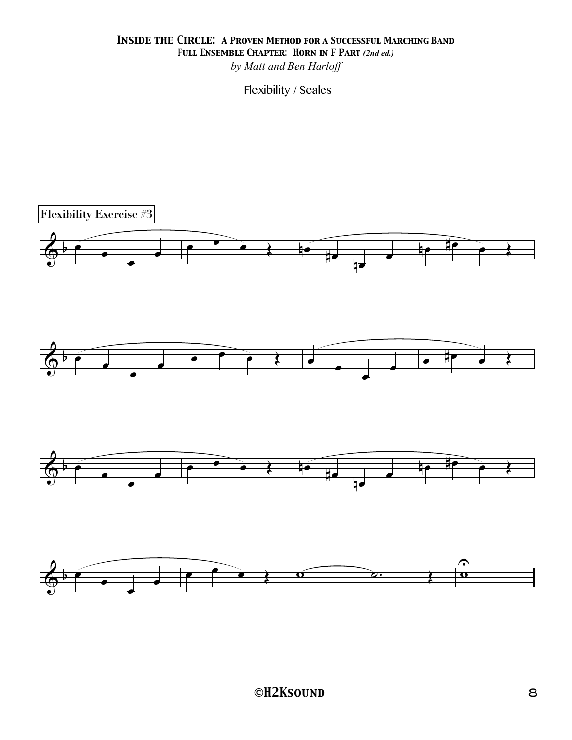# *Inside the Circle: A Proven Method for a Successful Marching Band*

## Full Ensemble Chapter: Horn in F Part *(2nd ed.)*

*by Matt and Ben Harloff*

Flexibility / Scales

**Flexibility Exercise #3**

©H2Ksound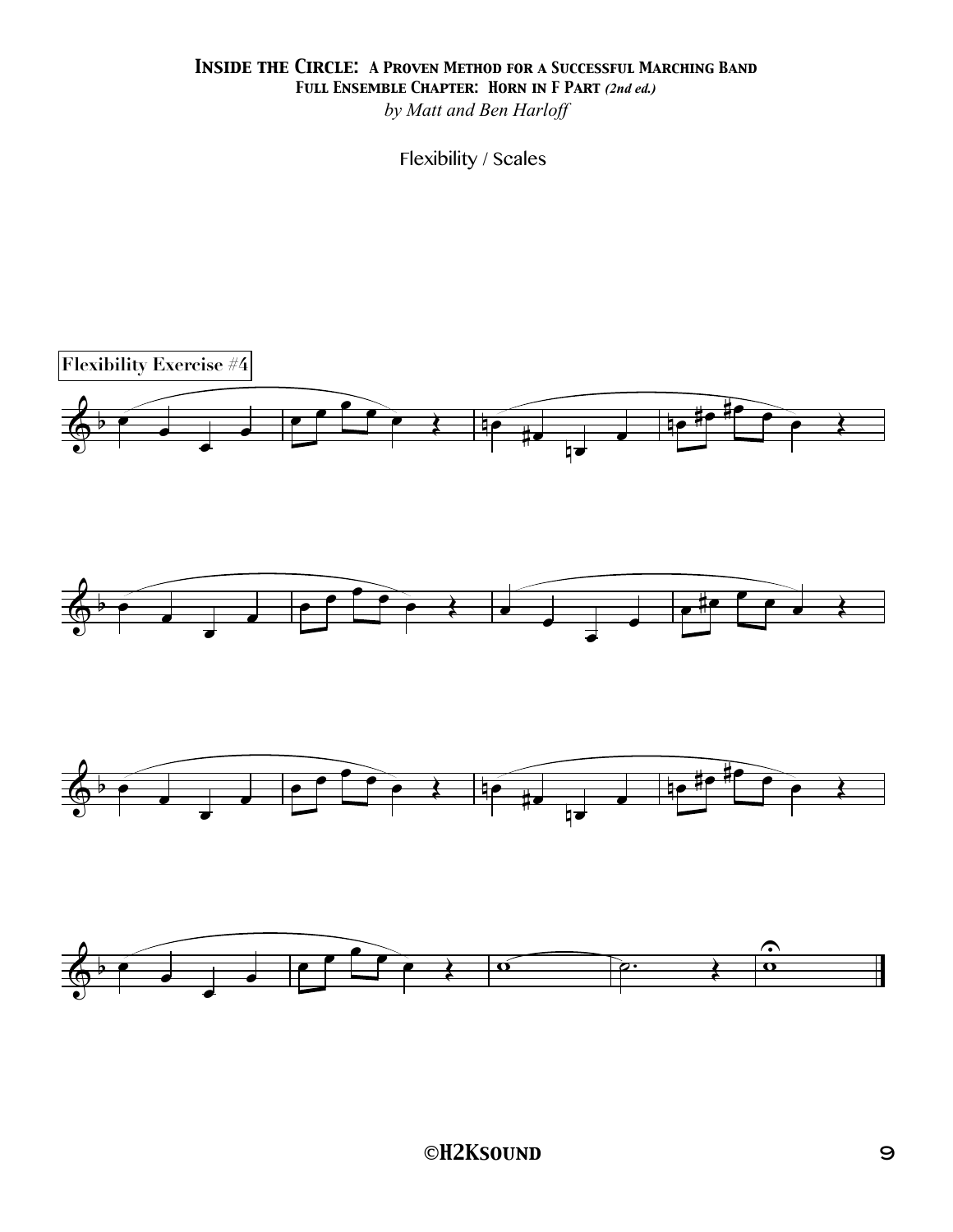# Flexibility / Scales

**Flexibility Exercise #4**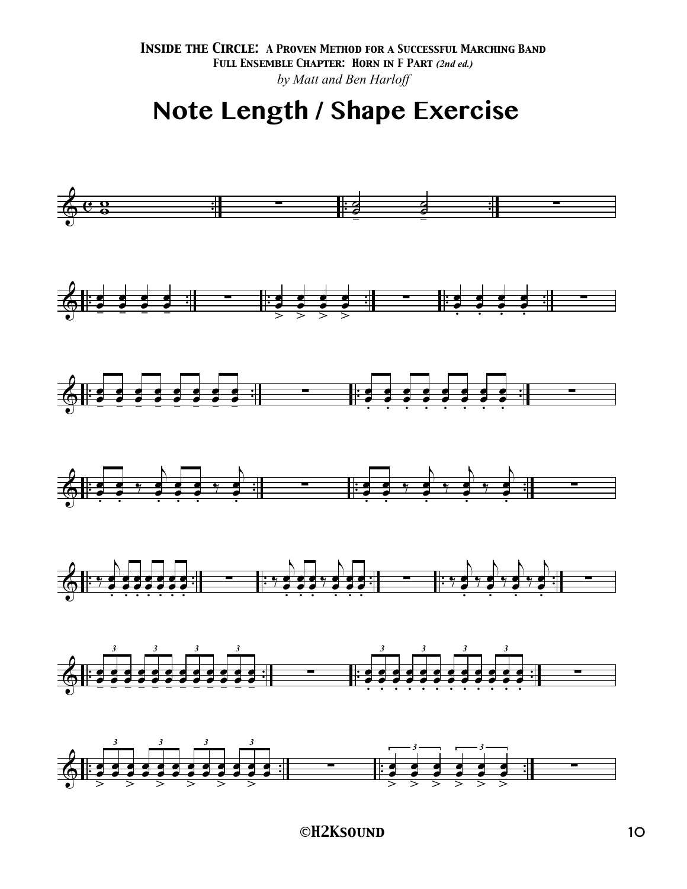**Inside the Circle: A Proven Method for a Successful Marching Band**
**Full Ensemble Chapter: Horn in F Part** *(2nd ed.)*
*by Matt and Ben Harloff*

# Note Length / Shape Exercise

©H2Ksound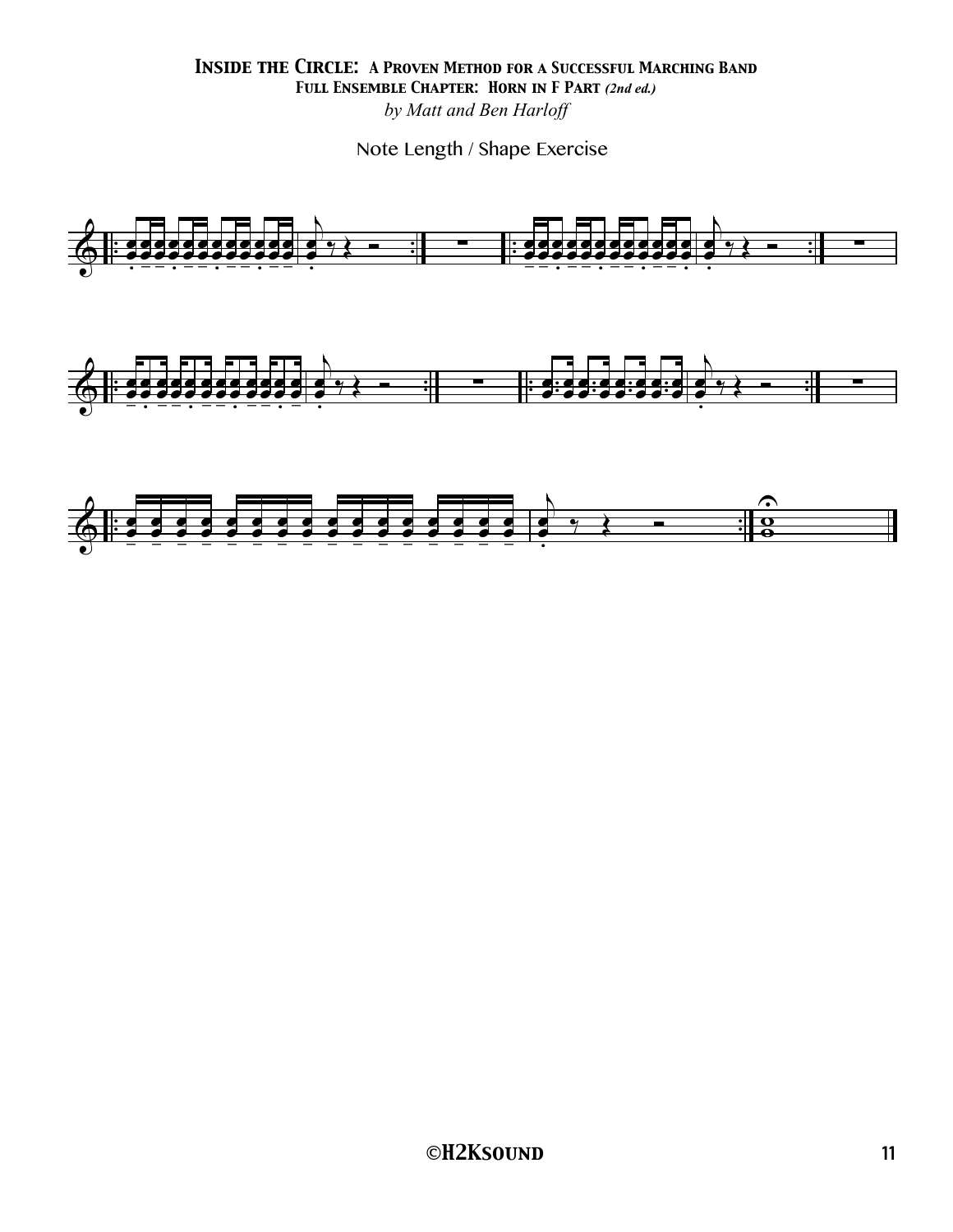# Inside the Circle: A Proven Method for a Successful Marching Band

## Full Ensemble Chapter: Horn in F Part *(2nd ed.)*

*by Matt and Ben Harloff*

Note Length / Shape Exercise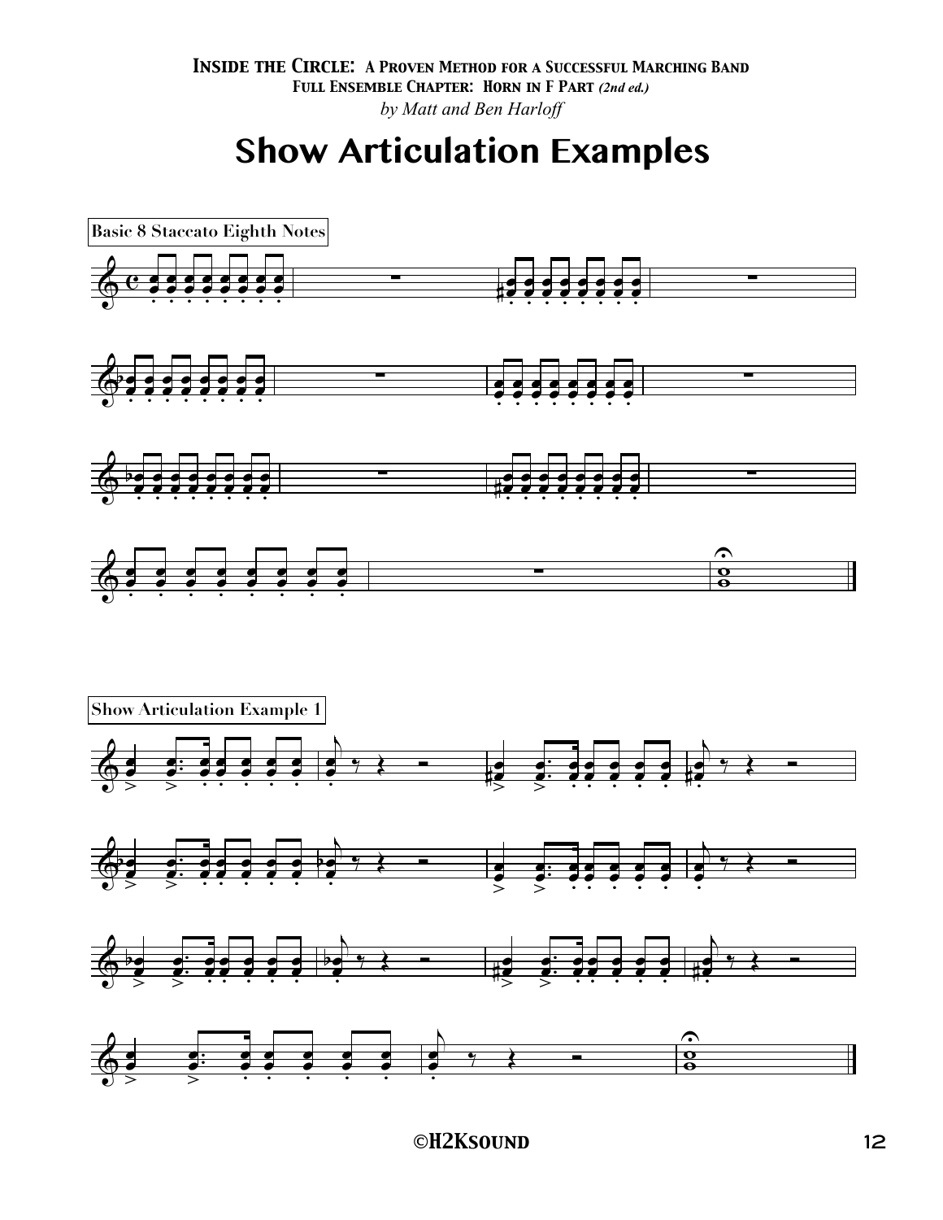# Show Articulation Examples

Basic 8 Staccato Eighth Notes

Show Articulation Example 1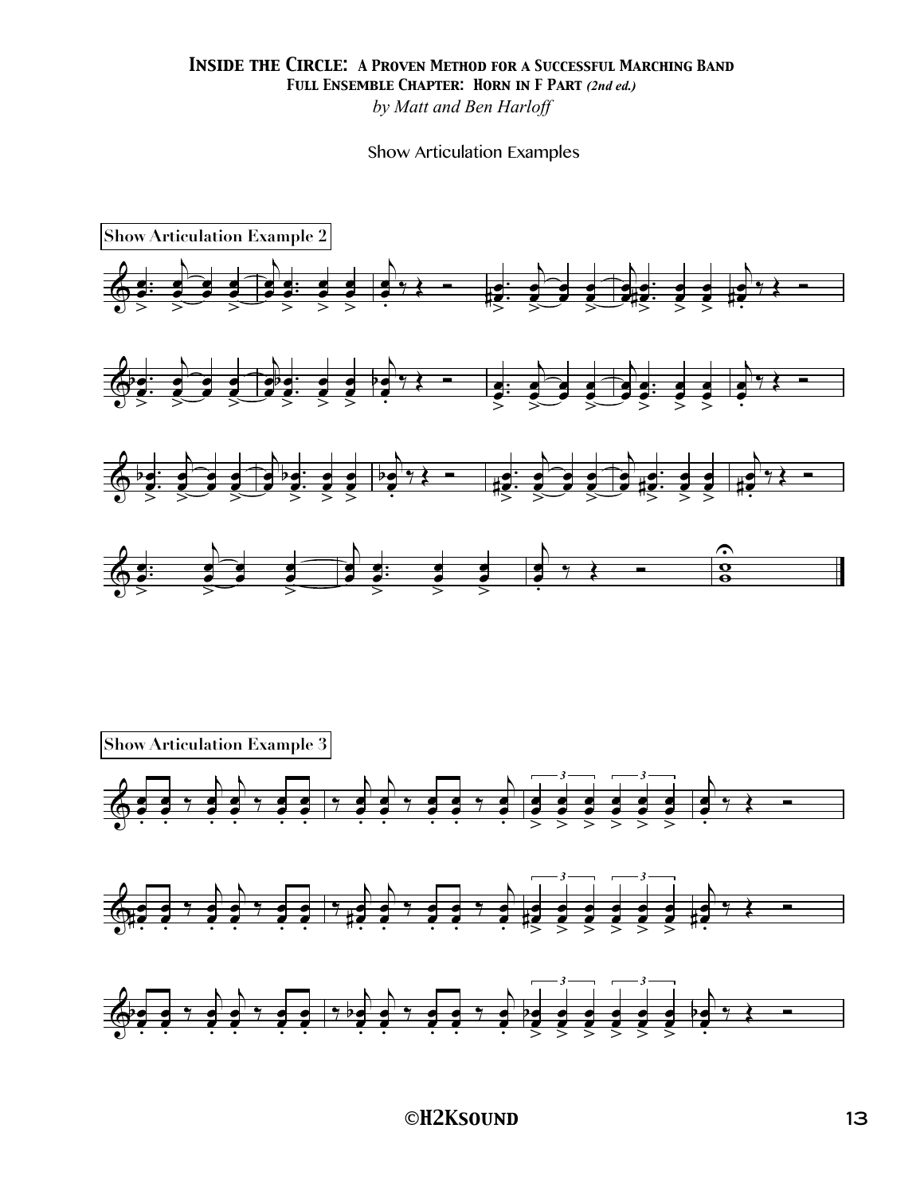# Inside the Circle: A Proven Method for a Successful Marching Band

## Full Ensemble Chapter: Horn in F Part *(2nd ed.)*

*by Matt and Ben Harloff*

Show Articulation Examples

**Show Articulation Example 2**

**Show Articulation Example 3**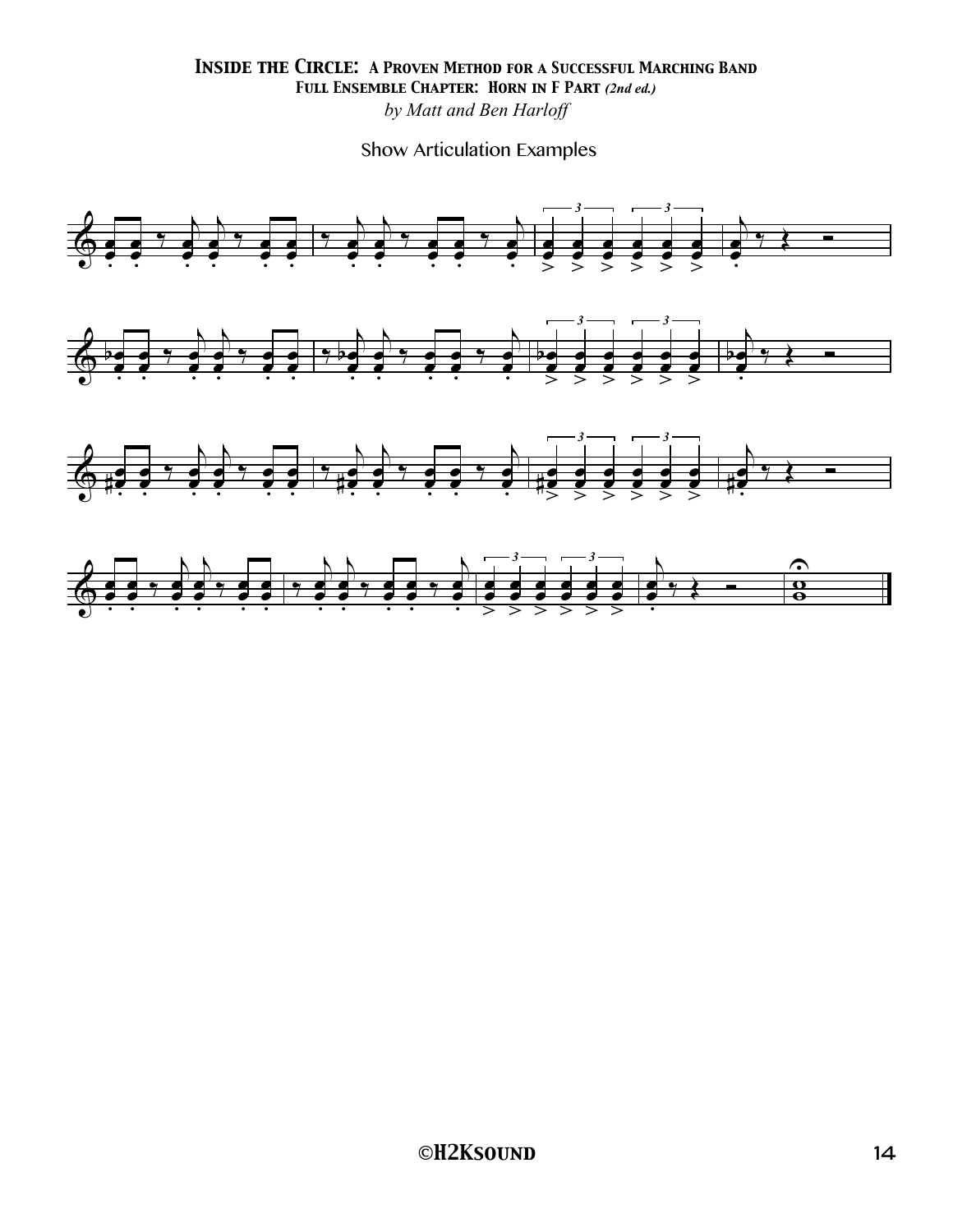# *Inside the Circle: A Proven Method for a Successful Marching Band*
## Full Ensemble Chapter: Horn in F Part *(2nd ed.)*
*by Matt and Ben Harloff*

Show Articulation Examples

©H2Ksound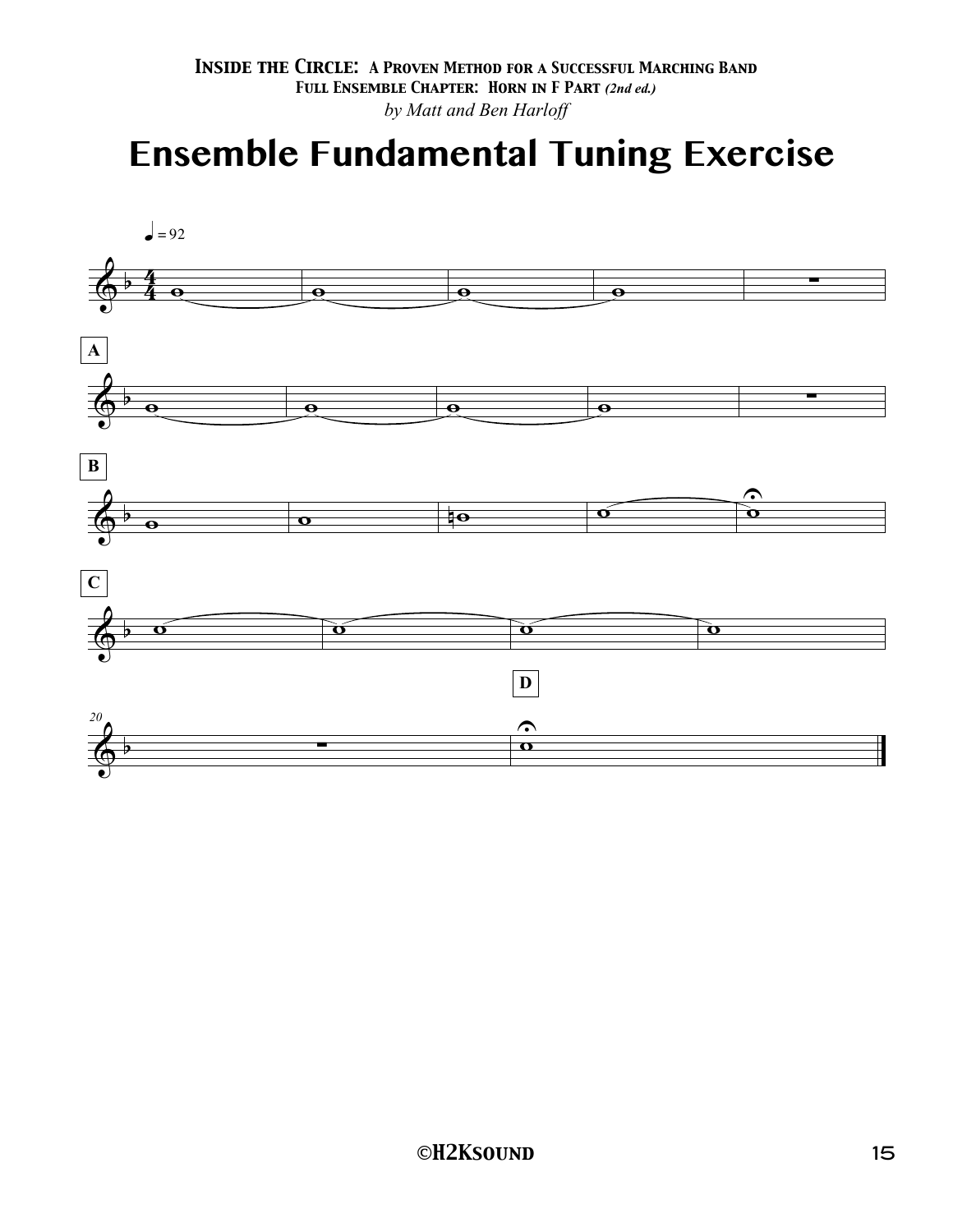*Inside the Circle: A Proven Method for a Successful Marching Band*
*Full Ensemble Chapter: Horn in F Part (2nd ed.)*
*by Matt and Ben Harloff*

# Ensemble Fundamental Tuning Exercise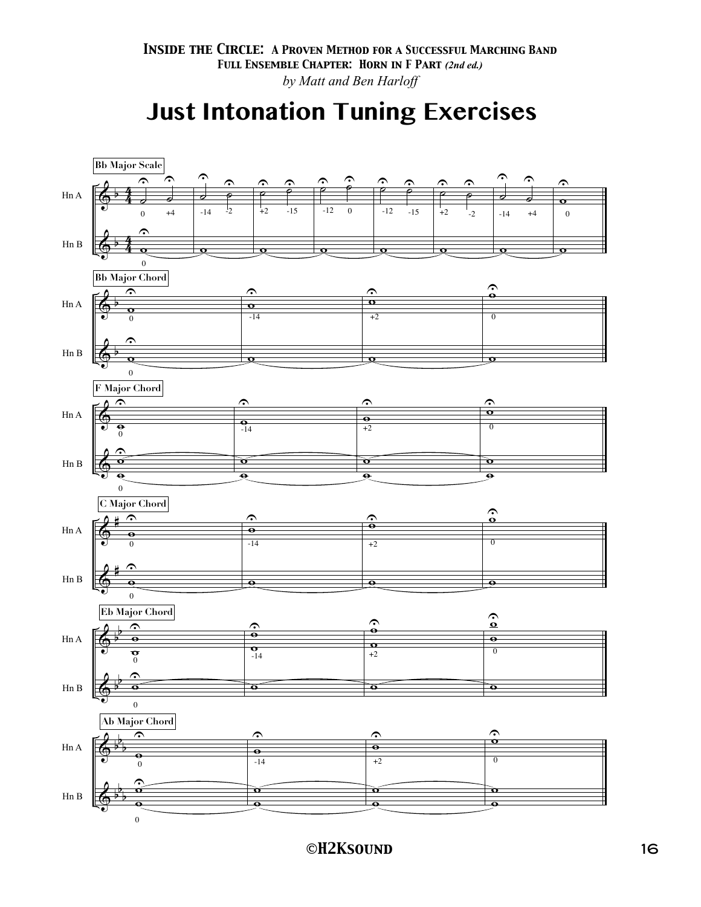**Inside the Circle: A Proven Method for a Successful Marching Band**
**Full Ensemble Chapter: Horn in F Part** ***(2nd ed.)***
*by Matt and Ben Harloff*

# Just Intonation Tuning Exercises

**Bb Major Scale**

Hn A: 0 +4 -14 -2 +2 -15 -12 0 -12 -15 +2 -2 -14 +4 0

Hn B: 0

**Bb Major Chord**

Hn A: 0 -14 +2 0

Hn B: 0

**F Major Chord**

Hn A: 0 -14 +2 0

Hn B: 0

**C Major Chord**

Hn A: 0 -14 +2 0

Hn B: 0

**Eb Major Chord**

Hn A: 0 -14 +2 0

Hn B: 0

**Ab Major Chord**

Hn A: 0 -14 +2 0

Hn B: 0

©H2Ksound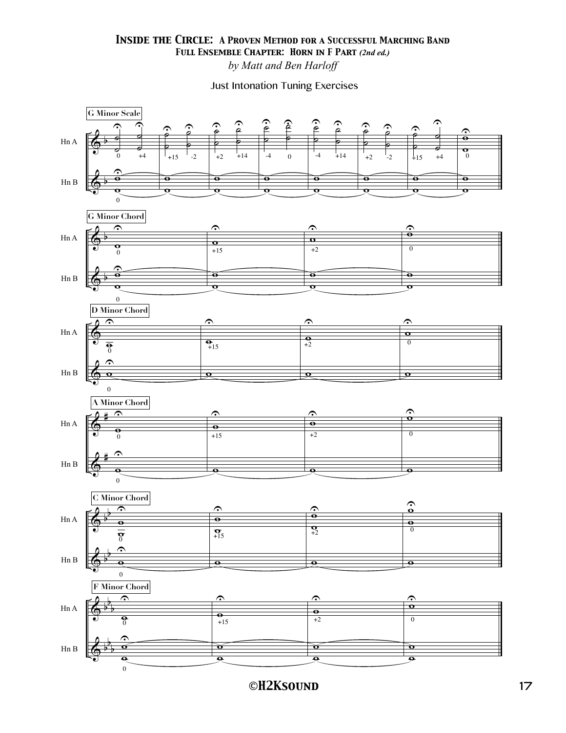# *Inside the Circle: A Proven Method for a Successful Marching Band*

## *Full Ensemble Chapter: Horn in F Part (2nd ed.)*

*by Matt and Ben Harloff*

Just Intonation Tuning Exercises

G Minor Scale

Hn A: 0 +4 | +15 -2 | +2 +14 | -4 0 | -4 +14 | +2 -2 | +15 +4 | 0

Hn B: 0

G Minor Chord

Hn A: 0 | +15 | +2 | 0

Hn B: 0

D Minor Chord

Hn A: 0 | +15 | +2 | 0

Hn B: 0

A Minor Chord

Hn A: 0 | +15 | +2 | 0

Hn B: 0

C Minor Chord

Hn A: 0 | +15 | +2 | 0

Hn B: 0

F Minor Chord

Hn A: 0 | +15 | +2 | 0

Hn B: 0

©H2Ksound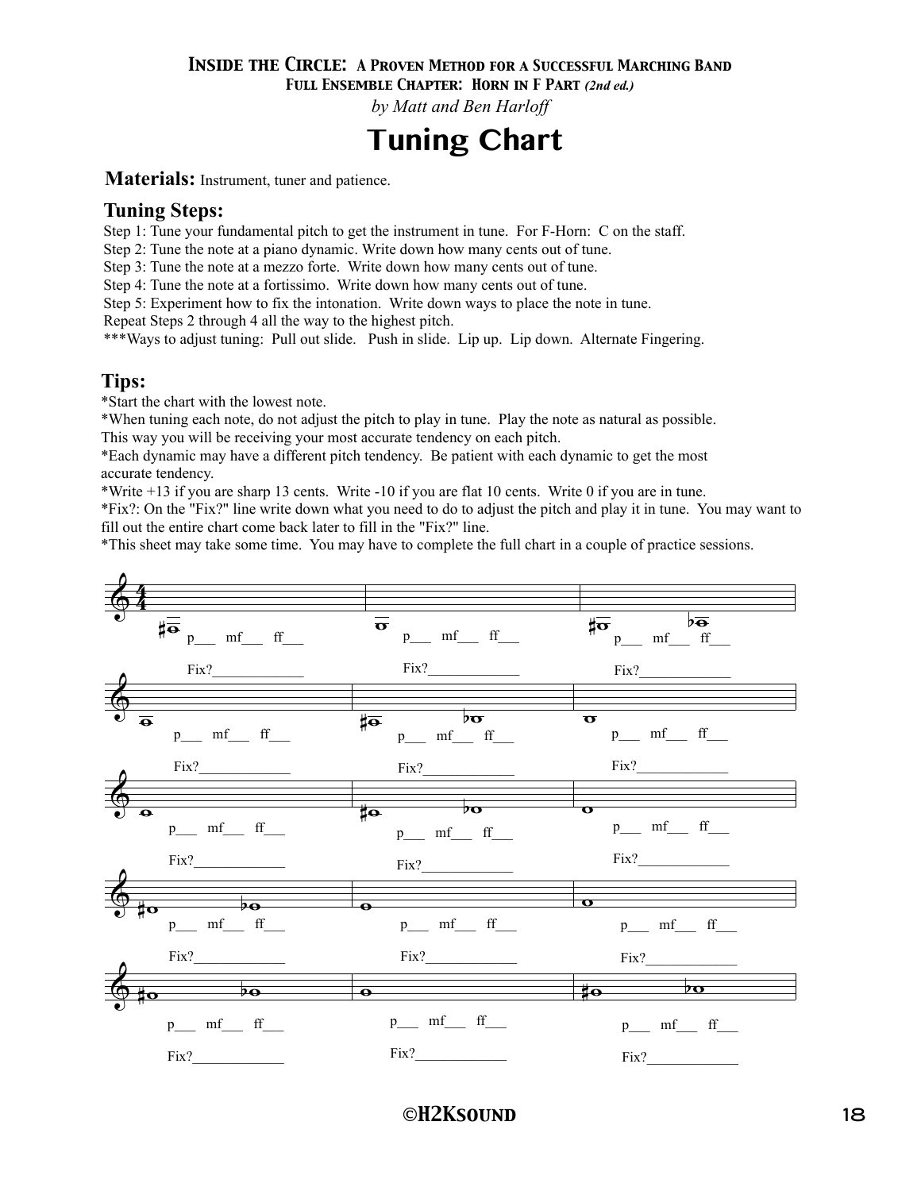# Tuning Chart

**Materials:** Instrument, tuner and patience.

## Tuning Steps:

Step 1: Tune your fundamental pitch to get the instrument in tune. For F-Horn: C on the staff.
Step 2: Tune the note at a piano dynamic. Write down how many cents out of tune.
Step 3: Tune the note at a mezzo forte. Write down how many cents out of tune.
Step 4: Tune the note at a fortissimo. Write down how many cents out of tune.
Step 5: Experiment how to fix the intonation. Write down ways to place the note in tune.
Repeat Steps 2 through 4 all the way to the highest pitch.
***Ways to adjust tuning: Pull out slide. Push in slide. Lip up. Lip down. Alternate Fingering.

## Tips:

*Start the chart with the lowest note.
*When tuning each note, do not adjust the pitch to play in tune. Play the note as natural as possible. This way you will be receiving your most accurate tendency on each pitch.
*Each dynamic may have a different pitch tendency. Be patient with each dynamic to get the most accurate tendency.
*Write +13 if you are sharp 13 cents. Write -10 if you are flat 10 cents. Write 0 if you are in tune.
*Fix?: On the "Fix?" line write down what you need to do to adjust the pitch and play it in tune. You may want to fill out the entire chart come back later to fill in the "Fix?" line.
*This sheet may take some time. You may have to complete the full chart in a couple of practice sessions.

p___ mf___ ff___ Fix?____________
p___ mf___ ff___ Fix?____________
p___ mf___ ff___ Fix?____________

p___ mf___ ff___ Fix?____________
p___ mf___ ff___ Fix?____________
p___ mf___ ff___ Fix?____________

p___ mf___ ff___ Fix?____________
p___ mf___ ff___ Fix?____________
p___ mf___ ff___ Fix?____________

p___ mf___ ff___ Fix?____________
p___ mf___ ff___ Fix?____________
p___ mf___ ff___ Fix?____________

p___ mf___ ff___ Fix?____________
p___ mf___ ff___ Fix?____________
p___ mf___ ff___ Fix?____________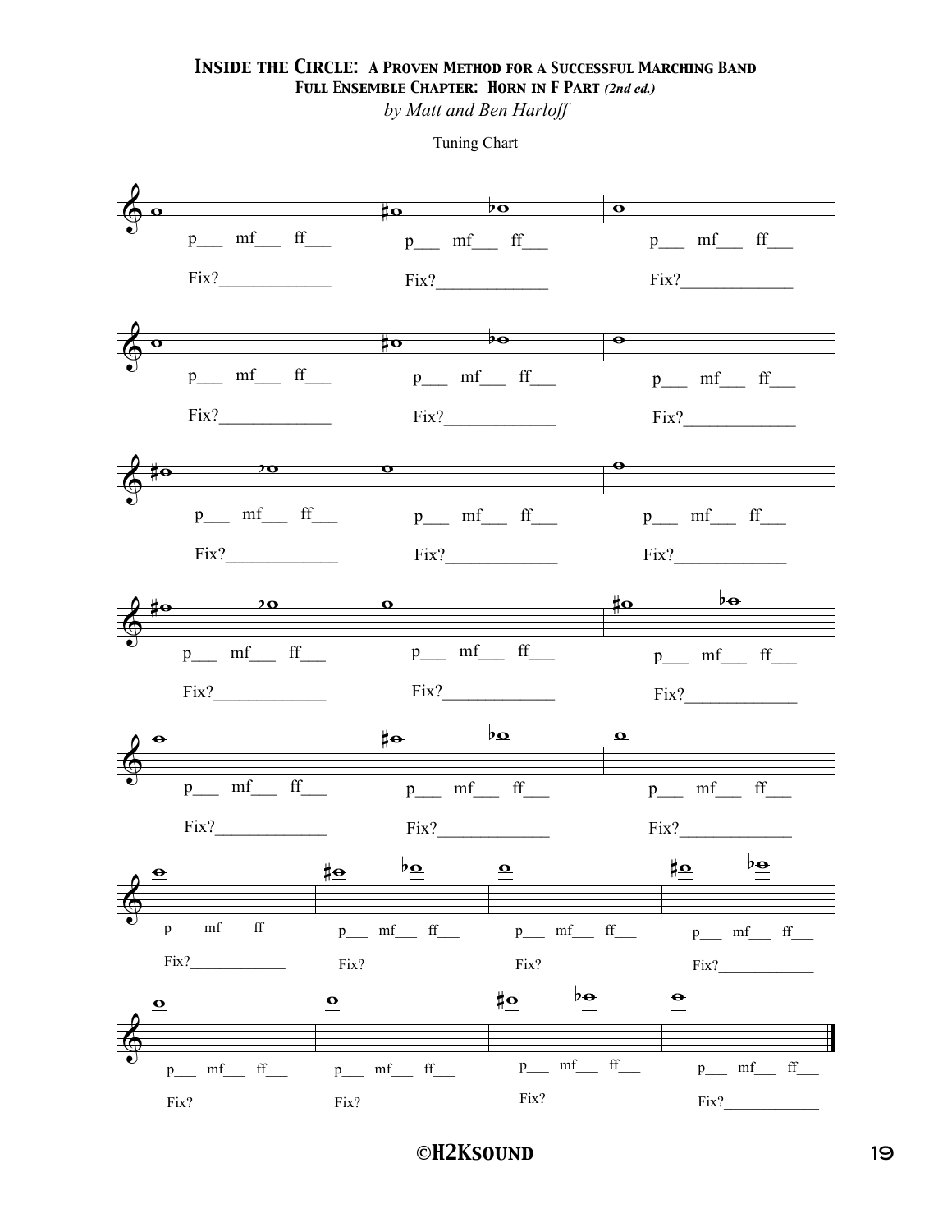# Inside the Circle: A Proven Method for a Successful Marching Band

## Full Ensemble Chapter: Horn in F Part *(2nd ed.)*

*by Matt and Ben Harloff*

Tuning Chart

p___ mf___ ff___

Fix?_____________

p___ mf___ ff___

Fix?_____________

p___ mf___ ff___

Fix?_____________

p___ mf___ ff___

Fix?_____________

p___ mf___ ff___

Fix?_____________

p___ mf___ ff___

Fix?_____________

p___ mf___ ff___

Fix?_____________

p___ mf___ ff___

Fix?_____________

p___ mf___ ff___

Fix?_____________

p___ mf___ ff___

Fix?_____________

p___ mf___ ff___

Fix?_____________

p___ mf___ ff___

Fix?_____________

p___ mf___ ff___

Fix?_____________

p___ mf___ ff___

Fix?_____________

p___ mf___ ff___

Fix?_____________

p___ mf___ ff___

Fix?_____________

p___ mf___ ff___

Fix?_____________

p___ mf___ ff___

Fix?_____________

p___ mf___ ff___

Fix?_____________

p___ mf___ ff___

Fix?_____________

p___ mf___ ff___

Fix?_____________

p___ mf___ ff___

Fix?_____________

p___ mf___ ff___

Fix?_____________

©H2Ksound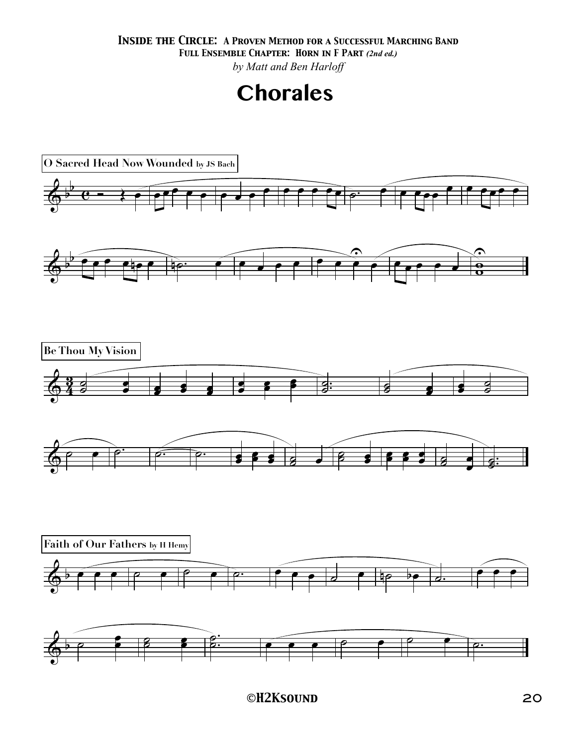*Inside the Circle: A Proven Method for a Successful Marching Band*
*Full Ensemble Chapter: Horn in F Part (2nd ed.)*
*by Matt and Ben Harloff*

# Chorales

**O Sacred Head Now Wounded** by JS Bach

**Be Thou My Vision**

**Faith of Our Fathers** by H Hemy

©H2Ksound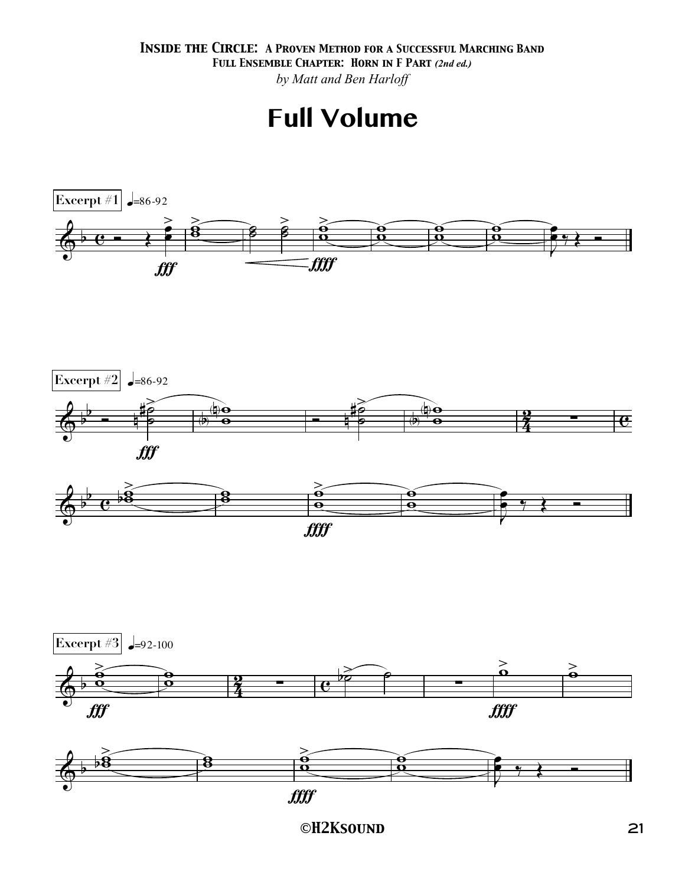*Inside the Circle: A Proven Method for a Successful Marching Band*
*Full Ensemble Chapter: Horn in F Part (2nd ed.)*
*by Matt and Ben Harloff*

# Full Volume

Excerpt #1 ♩=86-92

fff ffff

Excerpt #2 ♩=86-92

fff ffff

Excerpt #3 ♩=92-100

fff ffff ffff

©H2Ksound